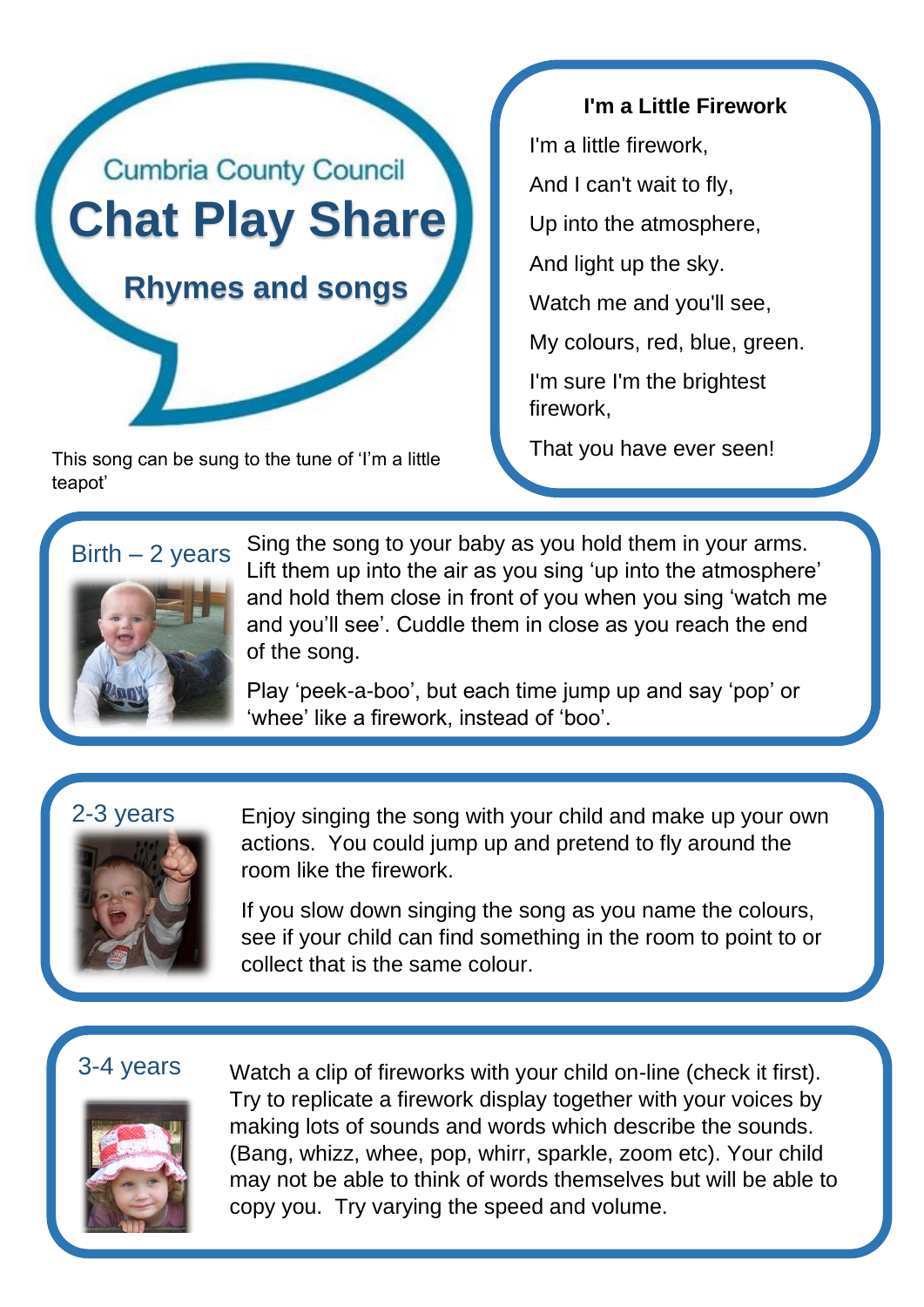Cumbria County Council

# Chat Play Share

## Rhymes and songs

This song can be sung to the tune of 'I'm a little teapot'

### I'm a Little Firework

I'm a little firework,

And I can't wait to fly,

Up into the atmosphere,

And light up the sky.

Watch me and you'll see,

My colours, red, blue, green.

I'm sure I'm the brightest firework,

That you have ever seen!

### Birth – 2 years

Sing the song to your baby as you hold them in your arms. Lift them up into the air as you sing 'up into the atmosphere' and hold them close in front of you when you sing 'watch me and you'll see'. Cuddle them in close as you reach the end of the song.

Play 'peek-a-boo', but each time jump up and say 'pop' or 'whee' like a firework, instead of 'boo'.

### 2-3 years

Enjoy singing the song with your child and make up your own actions. You could jump up and pretend to fly around the room like the firework.

If you slow down singing the song as you name the colours, see if your child can find something in the room to point to or collect that is the same colour.

### 3-4 years

Watch a clip of fireworks with your child on-line (check it first). Try to replicate a firework display together with your voices by making lots of sounds and words which describe the sounds. (Bang, whizz, whee, pop, whirr, sparkle, zoom etc). Your child may not be able to think of words themselves but will be able to copy you. Try varying the speed and volume.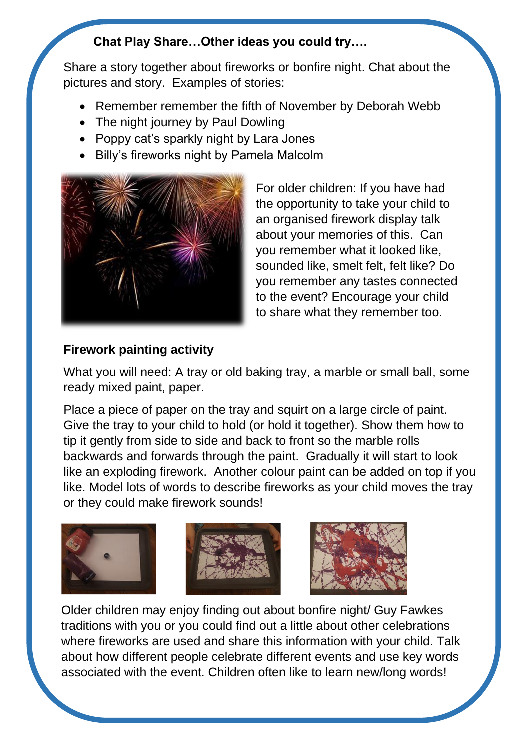## Chat Play Share…Other ideas you could try….

Share a story together about fireworks or bonfire night. Chat about the pictures and story. Examples of stories:

- Remember remember the fifth of November by Deborah Webb
- The night journey by Paul Dowling
- Poppy cat's sparkly night by Lara Jones
- Billy's fireworks night by Pamela Malcolm

For older children: If you have had the opportunity to take your child to an organised firework display talk about your memories of this. Can you remember what it looked like, sounded like, smelt felt, felt like? Do you remember any tastes connected to the event? Encourage your child to share what they remember too.

### Firework painting activity

What you will need: A tray or old baking tray, a marble or small ball, some ready mixed paint, paper.

Place a piece of paper on the tray and squirt on a large circle of paint. Give the tray to your child to hold (or hold it together). Show them how to tip it gently from side to side and back to front so the marble rolls backwards and forwards through the paint. Gradually it will start to look like an exploding firework. Another colour paint can be added on top if you like. Model lots of words to describe fireworks as your child moves the tray or they could make firework sounds!

Older children may enjoy finding out about bonfire night/ Guy Fawkes traditions with you or you could find out a little about other celebrations where fireworks are used and share this information with your child. Talk about how different people celebrate different events and use key words associated with the event. Children often like to learn new/long words!